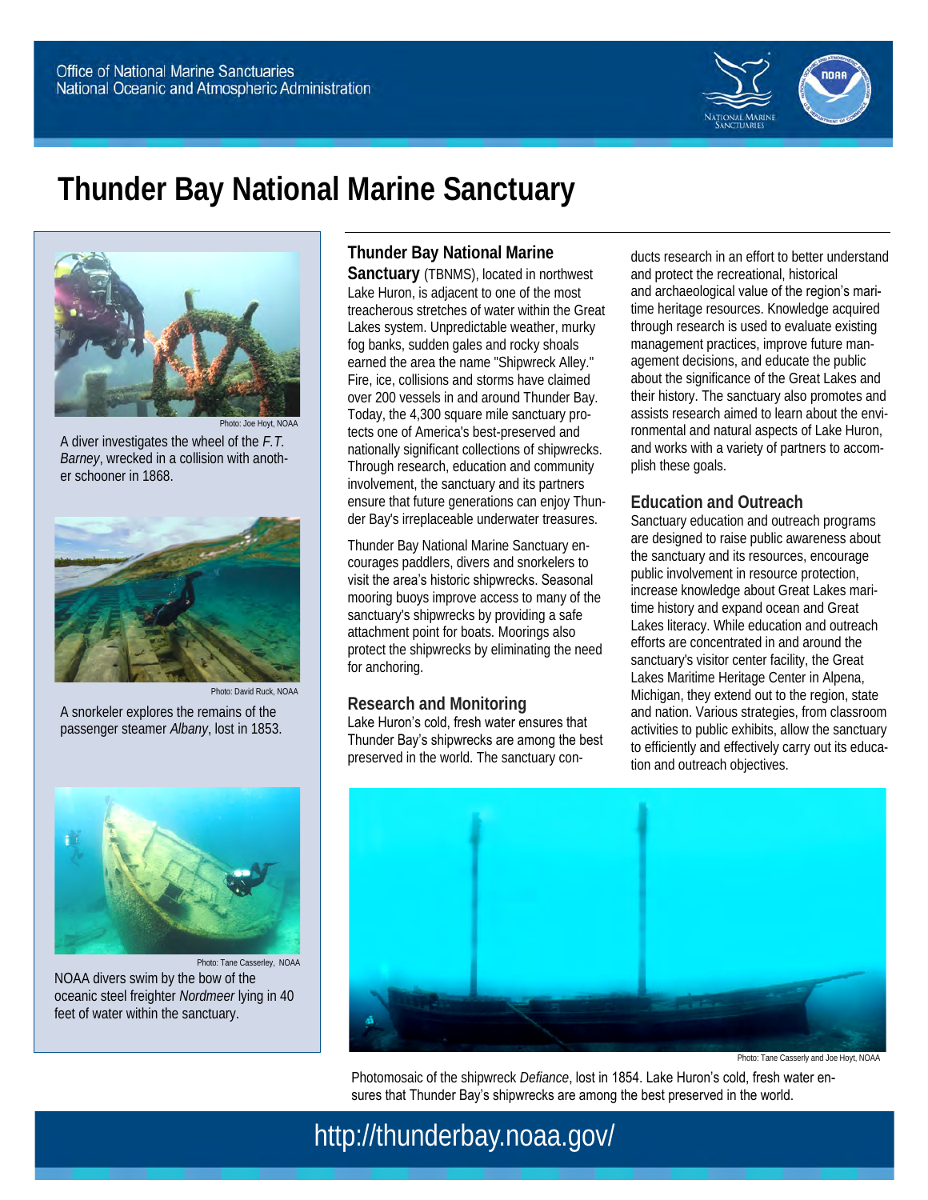Office of National Marine Sanctuaries
National Oceanic and Atmospheric Administration

# Thunder Bay National Marine Sanctuary

Photo: Joe Hoyt, NOAA

A diver investigates the wheel of the *F.T. Barney*, wrecked in a collision with another schooner in 1868.

Photo: David Ruck, NOAA

A snorkeler explores the remains of the passenger steamer *Albany*, lost in 1853.

Photo: Tane Casserley, NOAA

NOAA divers swim by the bow of the oceanic steel freighter *Nordmeer* lying in 40 feet of water within the sanctuary.

**Thunder Bay National Marine Sanctuary** (TBNMS), located in northwest Lake Huron, is adjacent to one of the most treacherous stretches of water within the Great Lakes system. Unpredictable weather, murky fog banks, sudden gales and rocky shoals earned the area the name "Shipwreck Alley." Fire, ice, collisions and storms have claimed over 200 vessels in and around Thunder Bay. Today, the 4,300 square mile sanctuary protects one of America's best-preserved and nationally significant collections of shipwrecks. Through research, education and community involvement, the sanctuary and its partners ensure that future generations can enjoy Thunder Bay's irreplaceable underwater treasures.

Thunder Bay National Marine Sanctuary encourages paddlers, divers and snorkelers to visit the area's historic shipwrecks. Seasonal mooring buoys improve access to many of the sanctuary's shipwrecks by providing a safe attachment point for boats. Moorings also protect the shipwrecks by eliminating the need for anchoring.

## Research and Monitoring

Lake Huron's cold, fresh water ensures that Thunder Bay's shipwrecks are among the best preserved in the world. The sanctuary conducts research in an effort to better understand and protect the recreational, historical and archaeological value of the region's maritime heritage resources. Knowledge acquired through research is used to evaluate existing management practices, improve future management decisions, and educate the public about the significance of the Great Lakes and their history. The sanctuary also promotes and assists research aimed to learn about the environmental and natural aspects of Lake Huron, and works with a variety of partners to accomplish these goals.

## Education and Outreach

Sanctuary education and outreach programs are designed to raise public awareness about the sanctuary and its resources, encourage public involvement in resource protection, increase knowledge about Great Lakes maritime history and expand ocean and Great Lakes literacy. While education and outreach efforts are concentrated in and around the sanctuary's visitor center facility, the Great Lakes Maritime Heritage Center in Alpena, Michigan, they extend out to the region, state and nation. Various strategies, from classroom activities to public exhibits, allow the sanctuary to efficiently and effectively carry out its education and outreach objectives.

Photo: Tane Casserly and Joe Hoyt, NOAA

Photomosaic of the shipwreck *Defiance*, lost in 1854. Lake Huron's cold, fresh water ensures that Thunder Bay's shipwrecks are among the best preserved in the world.

http://thunderbay.noaa.gov/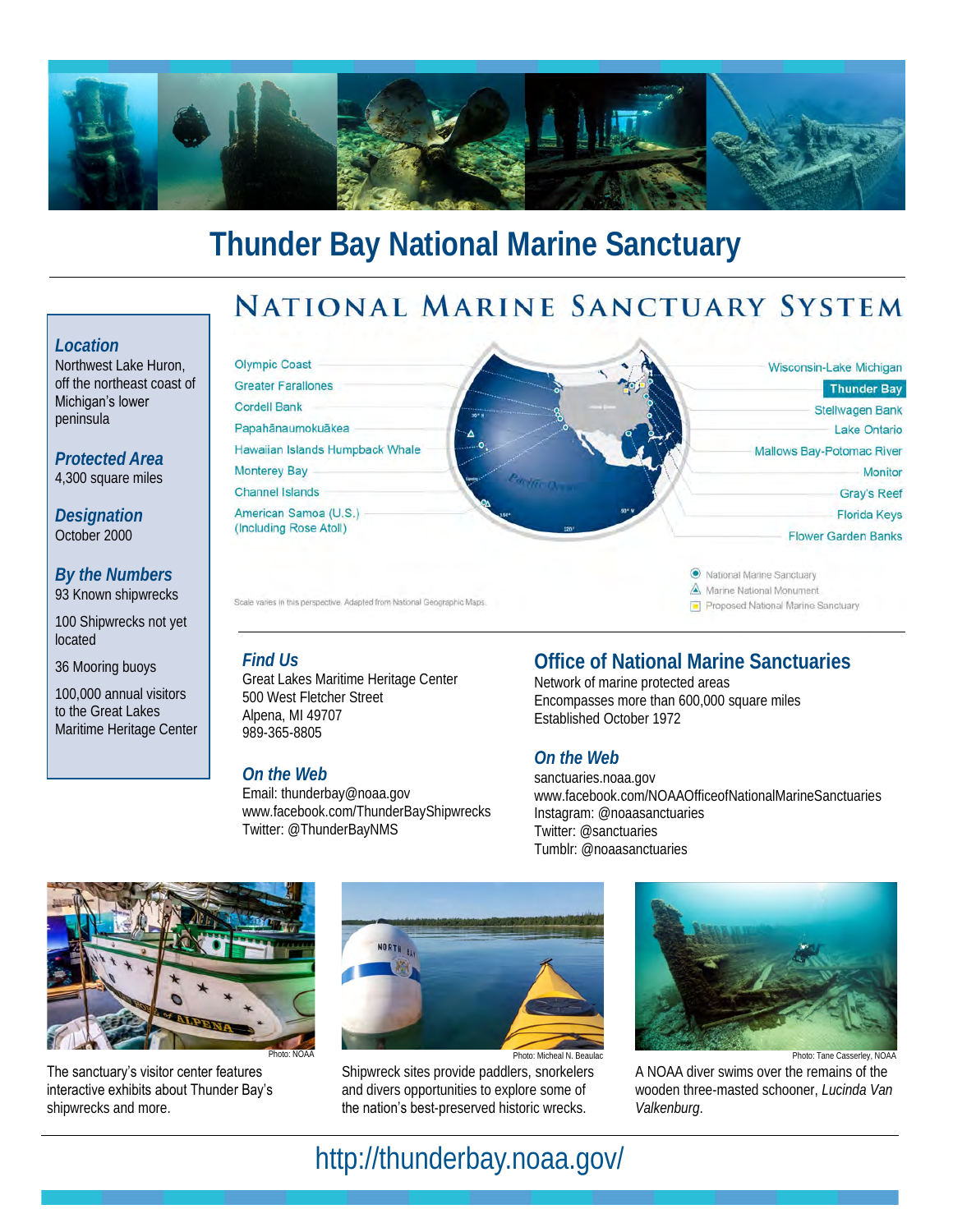# Thunder Bay National Marine Sanctuary

## NATIONAL MARINE SANCTUARY SYSTEM

Olympic Coast
Greater Farallones
Cordell Bank
Papahānaumokuākea
Hawaiian Islands Humpback Whale
Monterey Bay
Channel Islands
American Samoa (U.S.) (Including Rose Atoll)

Wisconsin-Lake Michigan
Thunder Bay
Stellwagen Bank
Lake Ontario
Mallows Bay-Potomac River
Monitor
Gray's Reef
Florida Keys
Flower Garden Banks

National Marine Sanctuary
Marine National Monument
Proposed National Marine Sanctuary

Scale varies in this perspective. Adapted from National Geographic Maps.

### *Location*

Northwest Lake Huron, off the northeast coast of Michigan's lower peninsula

### *Protected Area*

4,300 square miles

### *Designation*

October 2000

### *By the Numbers*

93 Known shipwrecks

100 Shipwrecks not yet located

36 Mooring buoys

100,000 annual visitors to the Great Lakes Maritime Heritage Center

### *Find Us*

Great Lakes Maritime Heritage Center
500 West Fletcher Street
Alpena, MI 49707
989-365-8805

### *On the Web*

Email: thunderbay@noaa.gov
www.facebook.com/ThunderBayShipwrecks
Twitter: @ThunderBayNMS

## Office of National Marine Sanctuaries

Network of marine protected areas
Encompasses more than 600,000 square miles
Established October 1972

### *On the Web*

sanctuaries.noaa.gov
www.facebook.com/NOAAOfficeofNationalMarineSanctuaries
Instagram: @noaasanctuaries
Twitter: @sanctuaries
Tumblr: @noaasanctuaries

Photo: NOAA

The sanctuary's visitor center features interactive exhibits about Thunder Bay's shipwrecks and more.

Photo: Micheal N. Beaulac

Shipwreck sites provide paddlers, snorkelers and divers opportunities to explore some of the nation's best-preserved historic wrecks.

Photo: Tane Casserley, NOAA

A NOAA diver swims over the remains of the wooden three-masted schooner, *Lucinda Van Valkenburg*.

http://thunderbay.noaa.gov/